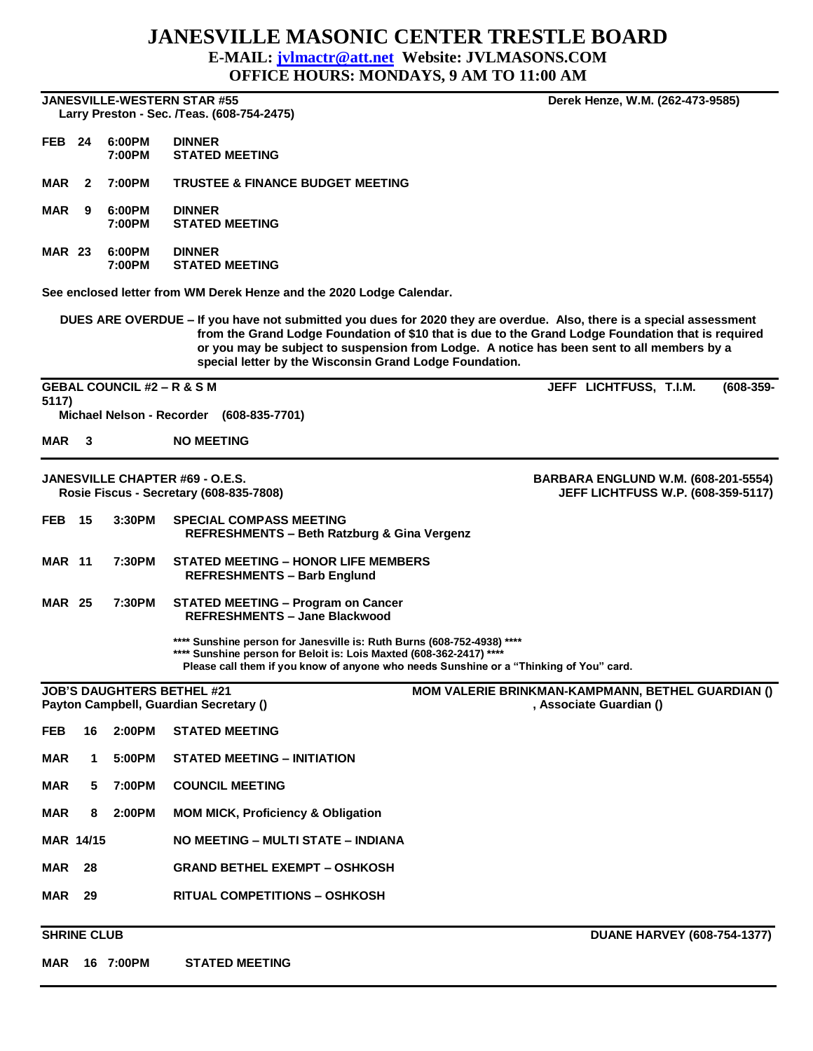# JANESVILLE MASONIC CENTER TRESTLE BOARD

**E-MAIL: jvlmactr@att.net Website: JVLMASONS.COM**

**OFFICE HOURS: MONDAYS, 9 AM TO 11:00 AM**

---

**JANESVILLE-WESTERN STAR #55** — **Derek Henze, W.M. (262-473-9585)**

**Larry Preston - Sec. /Teas. (608-754-2475)**

| | | |
|---|---|---|
| **FEB 24** | **6:00PM** | **DINNER** |
| | **7:00PM** | **STATED MEETING** |
| **MAR 2** | **7:00PM** | **TRUSTEE & FINANCE BUDGET MEETING** |
| **MAR 9** | **6:00PM** | **DINNER** |
| | **7:00PM** | **STATED MEETING** |
| **MAR 23** | **6:00PM** | **DINNER** |
| | **7:00PM** | **STATED MEETING** |

**See enclosed letter from WM Derek Henze and the 2020 Lodge Calendar.**

**DUES ARE OVERDUE – If you have not submitted you dues for 2020 they are overdue. Also, there is a special assessment from the Grand Lodge Foundation of $10 that is due to the Grand Lodge Foundation that is required or you may be subject to suspension from Lodge. A notice has been sent to all members by a special letter by the Wisconsin Grand Lodge Foundation.**

---

**GEBAL COUNCIL #2 – R & S M** — **JEFF LICHTFUSS, T.I.M. (608-359-5117)**

**Michael Nelson - Recorder (608-835-7701)**

| | | |
|---|---|---|
| **MAR 3** | | **NO MEETING** |

---

**JANESVILLE CHAPTER #69 - O.E.S.** — **BARBARA ENGLUND W.M. (608-201-5554)**

**Rosie Fiscus - Secretary (608-835-7808)** — **JEFF LICHTFUSS W.P. (608-359-5117)**

| | | |
|---|---|---|
| **FEB 15** | **3:30PM** | **SPECIAL COMPASS MEETING**<br>**REFRESHMENTS – Beth Ratzburg & Gina Vergenz** |
| **MAR 11** | **7:30PM** | **STATED MEETING – HONOR LIFE MEMBERS**<br>**REFRESHMENTS – Barb Englund** |
| **MAR 25** | **7:30PM** | **STATED MEETING – Program on Cancer**<br>**REFRESHMENTS – Jane Blackwood** |

**\*\*\*\* Sunshine person for Janesville is: Ruth Burns (608-752-4938) \*\*\*\***
**\*\*\*\* Sunshine person for Beloit is: Lois Maxted (608-362-2417) \*\*\*\***
**Please call them if you know of anyone who needs Sunshine or a "Thinking of You" card.**

---

**JOB'S DAUGHTERS BETHEL #21** — **MOM VALERIE BRINKMAN-KAMPMANN, BETHEL GUARDIAN ()**

**Payton Campbell, Guardian Secretary ()** — **, Associate Guardian ()**

| | | |
|---|---|---|
| **FEB 16** | **2:00PM** | **STATED MEETING** |
| **MAR 1** | **5:00PM** | **STATED MEETING – INITIATION** |
| **MAR 5** | **7:00PM** | **COUNCIL MEETING** |
| **MAR 8** | **2:00PM** | **MOM MICK, Proficiency & Obligation** |
| **MAR 14/15** | | **NO MEETING – MULTI STATE – INDIANA** |
| **MAR 28** | | **GRAND BETHEL EXEMPT – OSHKOSH** |
| **MAR 29** | | **RITUAL COMPETITIONS – OSHKOSH** |

---

**SHRINE CLUB** — **DUANE HARVEY (608-754-1377)**

| | | |
|---|---|---|
| **MAR 16** | **7:00PM** | **STATED MEETING** |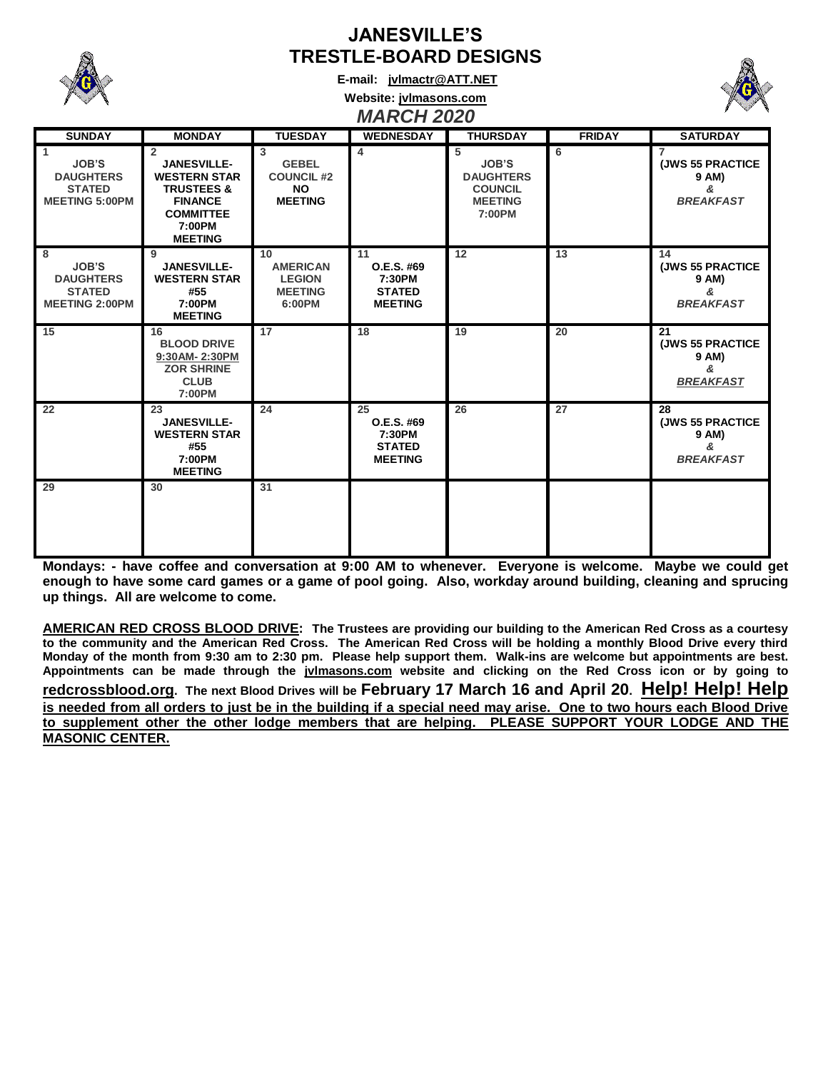# JANESVILLE'S TRESTLE-BOARD DESIGNS

**E-mail: jvlmactr@ATT.NET**

**Website: jvlmasons.com**

## *MARCH 2020*

| SUNDAY | MONDAY | TUESDAY | WEDNESDAY | THURSDAY | FRIDAY | SATURDAY |
|---|---|---|---|---|---|---|
| 1 JOB'S DAUGHTERS STATED MEETING 5:00PM | 2 JANESVILLE-WESTERN STAR TRUSTEES & FINANCE COMMITTEE 7:00PM MEETING | 3 GEBEL COUNCIL #2 NO MEETING | 4 | 5 JOB'S DAUGHTERS COUNCIL MEETING 7:00PM | 6 | 7 (JWS 55 PRACTICE 9 AM) & *BREAKFAST* |
| 8 JOB'S DAUGHTERS STATED MEETING 2:00PM | 9 JANESVILLE-WESTERN STAR #55 7:00PM MEETING | 10 AMERICAN LEGION MEETING 6:00PM | 11 O.E.S. #69 7:30PM STATED MEETING | 12 | 13 | 14 (JWS 55 PRACTICE 9 AM) & *BREAKFAST* |
| 15 | 16 BLOOD DRIVE 9:30AM- 2:30PM ZOR SHRINE CLUB 7:00PM | 17 | 18 | 19 | 20 | 21 (JWS 55 PRACTICE 9 AM) & *BREAKFAST* |
| 22 | 23 JANESVILLE-WESTERN STAR #55 7:00PM MEETING | 24 | 25 O.E.S. #69 7:30PM STATED MEETING | 26 | 27 | 28 (JWS 55 PRACTICE 9 AM) & *BREAKFAST* |
| 29 | 30 | 31 | | | | |

**Mondays: - have coffee and conversation at 9:00 AM to whenever. Everyone is welcome. Maybe we could get enough to have some card games or a game of pool going. Also, workday around building, cleaning and sprucing up things. All are welcome to come.**

**AMERICAN RED CROSS BLOOD DRIVE: The Trustees are providing our building to the American Red Cross as a courtesy to the community and the American Red Cross. The American Red Cross will be holding a monthly Blood Drive every third Monday of the month from 9:30 am to 2:30 pm. Please help support them. Walk-ins are welcome but appointments are best. Appointments can be made through the jvlmasons.com website and clicking on the Red Cross icon or by going to redcrossblood.org. The next Blood Drives will be February 17 March 16 and April 20. Help! Help! Help is needed from all orders to just be in the building if a special need may arise. One to two hours each Blood Drive to supplement other the other lodge members that are helping. PLEASE SUPPORT YOUR LODGE AND THE MASONIC CENTER.**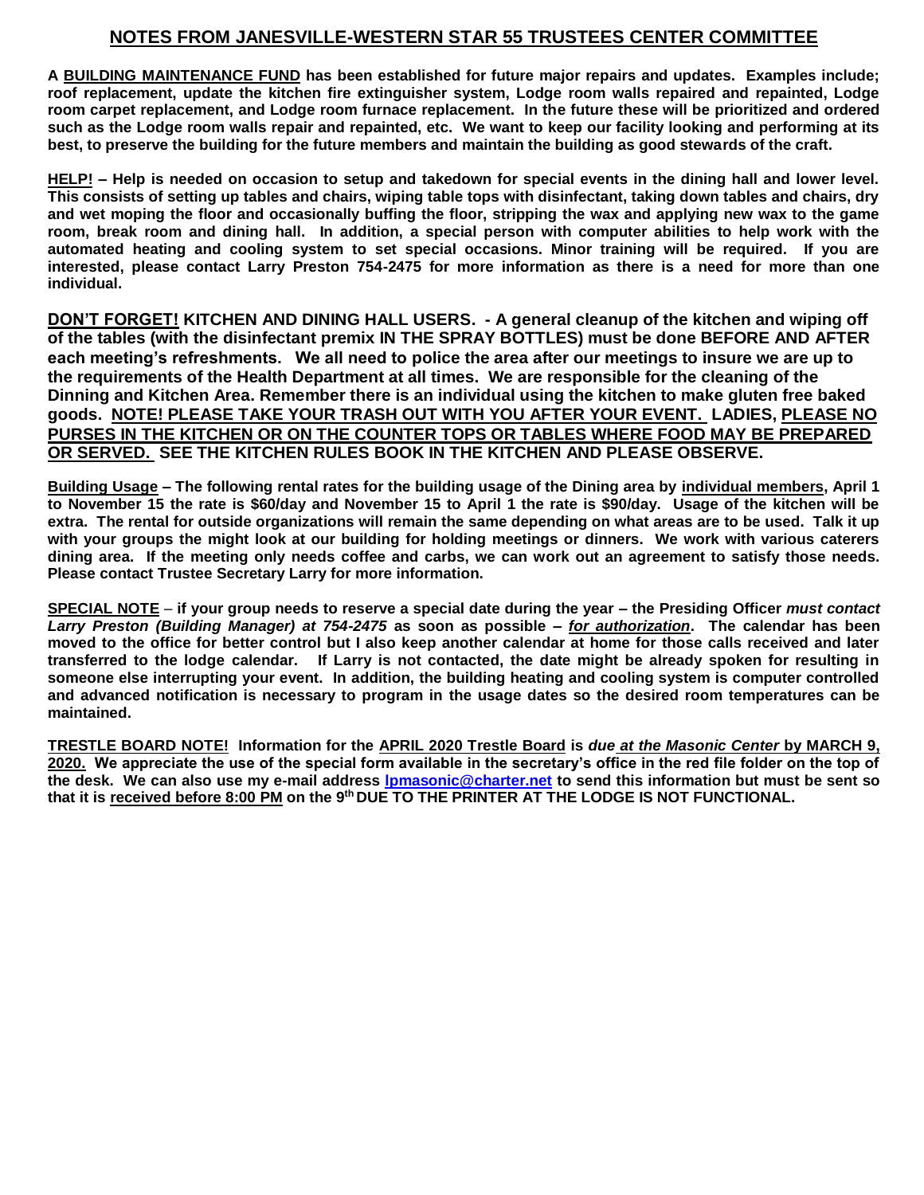## NOTES FROM JANESVILLE-WESTERN STAR 55 TRUSTEES CENTER COMMITTEE

**A BUILDING MAINTENANCE FUND has been established for future major repairs and updates. Examples include; roof replacement, update the kitchen fire extinguisher system, Lodge room walls repaired and repainted, Lodge room carpet replacement, and Lodge room furnace replacement. In the future these will be prioritized and ordered such as the Lodge room walls repair and repainted, etc. We want to keep our facility looking and performing at its best, to preserve the building for the future members and maintain the building as good stewards of the craft.**

**HELP! – Help is needed on occasion to setup and takedown for special events in the dining hall and lower level. This consists of setting up tables and chairs, wiping table tops with disinfectant, taking down tables and chairs, dry and wet moping the floor and occasionally buffing the floor, stripping the wax and applying new wax to the game room, break room and dining hall. In addition, a special person with computer abilities to help work with the automated heating and cooling system to set special occasions. Minor training will be required. If you are interested, please contact Larry Preston 754-2475 for more information as there is a need for more than one individual.**

**DON'T FORGET! KITCHEN AND DINING HALL USERS. - A general cleanup of the kitchen and wiping off of the tables (with the disinfectant premix IN THE SPRAY BOTTLES) must be done BEFORE AND AFTER each meeting's refreshments. We all need to police the area after our meetings to insure we are up to the requirements of the Health Department at all times. We are responsible for the cleaning of the Dinning and Kitchen Area. Remember there is an individual using the kitchen to make gluten free baked goods. NOTE! PLEASE TAKE YOUR TRASH OUT WITH YOU AFTER YOUR EVENT. LADIES, PLEASE NO PURSES IN THE KITCHEN OR ON THE COUNTER TOPS OR TABLES WHERE FOOD MAY BE PREPARED OR SERVED. SEE THE KITCHEN RULES BOOK IN THE KITCHEN AND PLEASE OBSERVE.**

**Building Usage – The following rental rates for the building usage of the Dining area by individual members, April 1 to November 15 the rate is $60/day and November 15 to April 1 the rate is $90/day. Usage of the kitchen will be extra. The rental for outside organizations will remain the same depending on what areas are to be used. Talk it up with your groups the might look at our building for holding meetings or dinners. We work with various caterers dining area. If the meeting only needs coffee and carbs, we can work out an agreement to satisfy those needs. Please contact Trustee Secretary Larry for more information.**

**SPECIAL NOTE – if your group needs to reserve a special date during the year – the Presiding Officer *must contact Larry Preston (Building Manager) at 754-2475* as soon as possible – *for authorization*. The calendar has been moved to the office for better control but I also keep another calendar at home for those calls received and later transferred to the lodge calendar. If Larry is not contacted, the date might be already spoken for resulting in someone else interrupting your event. In addition, the building heating and cooling system is computer controlled and advanced notification is necessary to program in the usage dates so the desired room temperatures can be maintained.**

**TRESTLE BOARD NOTE! Information for the APRIL 2020 Trestle Board is *due at the Masonic Center* by MARCH 9, 2020. We appreciate the use of the special form available in the secretary's office in the red file folder on the top of the desk. We can also use my e-mail address lpmasonic@charter.net to send this information but must be sent so that it is received before 8:00 PM on the 9th DUE TO THE PRINTER AT THE LODGE IS NOT FUNCTIONAL.**